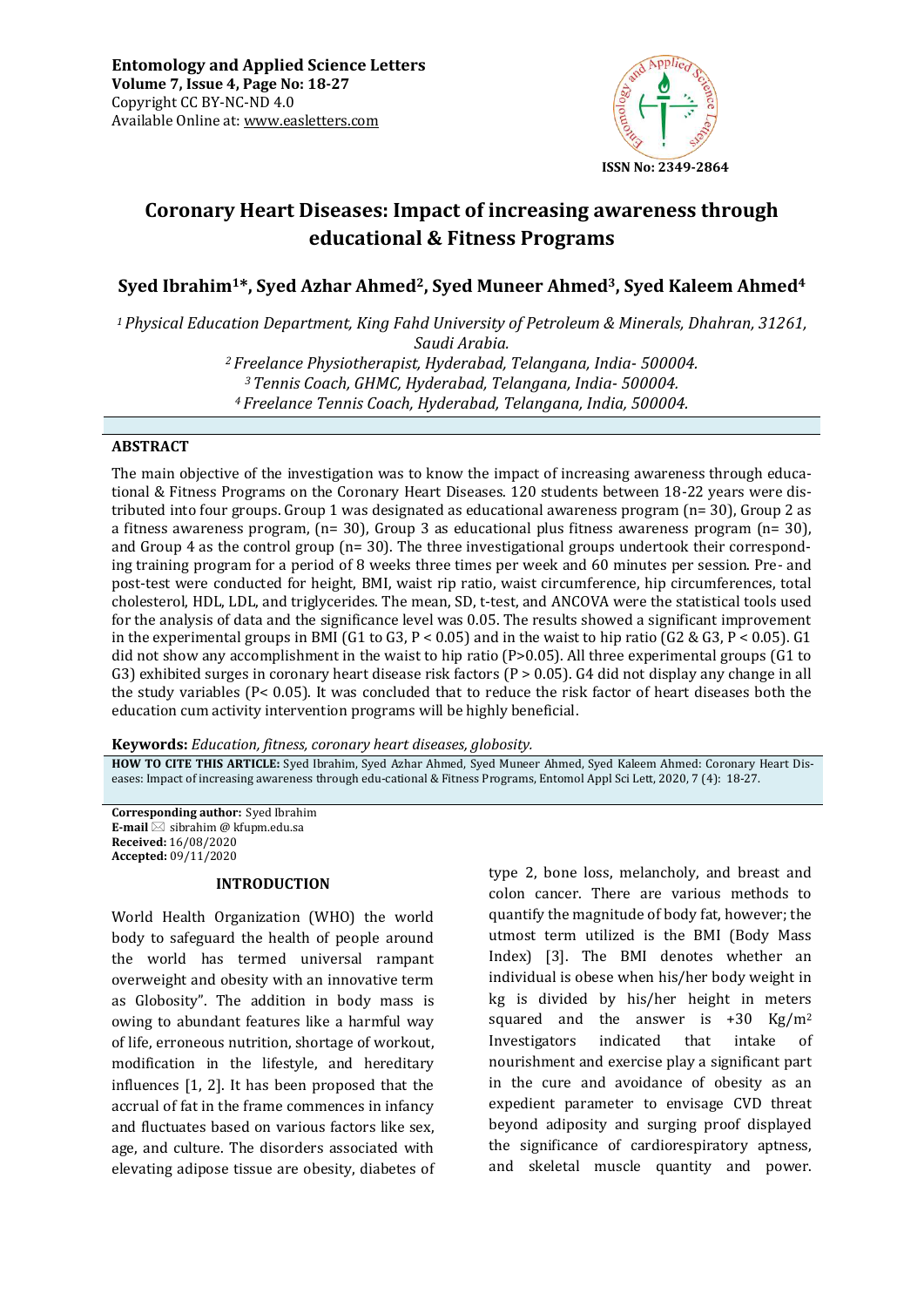**Entomology and Applied Science Letters**
**Volume 7, Issue 4, Page No: 18-27**
Copyright CC BY-NC-ND 4.0
Available Online at: www.easletters.com

ISSN No: 2349-2864

# Coronary Heart Diseases: Impact of increasing awareness through educational & Fitness Programs

**Syed Ibrahim[1]*, Syed Azhar Ahmed[2], Syed Muneer Ahmed[3], Syed Kaleem Ahmed[4]**

*[1] Physical Education Department, King Fahd University of Petroleum & Minerals, Dhahran, 31261, Saudi Arabia.*
*[2] Freelance Physiotherapist, Hyderabad, Telangana, India- 500004.*
*[3] Tennis Coach, GHMC, Hyderabad, Telangana, India- 500004.*
*[4] Freelance Tennis Coach, Hyderabad, Telangana, India, 500004.*

## ABSTRACT

The main objective of the investigation was to know the impact of increasing awareness through educational & Fitness Programs on the Coronary Heart Diseases. 120 students between 18-22 years were distributed into four groups. Group 1 was designated as educational awareness program (n= 30), Group 2 as a fitness awareness program, (n= 30), Group 3 as educational plus fitness awareness program (n= 30), and Group 4 as the control group (n= 30). The three investigational groups undertook their corresponding training program for a period of 8 weeks three times per week and 60 minutes per session. Pre- and post-test were conducted for height, BMI, waist rip ratio, waist circumference, hip circumferences, total cholesterol, HDL, LDL, and triglycerides. The mean, SD, t-test, and ANCOVA were the statistical tools used for the analysis of data and the significance level was 0.05. The results showed a significant improvement in the experimental groups in BMI (G1 to G3, $P < 0.05$) and in the waist to hip ratio (G2 & G3, $P < 0.05$). G1 did not show any accomplishment in the waist to hip ratio ($P>0.05$). All three experimental groups (G1 to G3) exhibited surges in coronary heart disease risk factors ($P > 0.05$). G4 did not display any change in all the study variables ($P< 0.05$). It was concluded that to reduce the risk factor of heart diseases both the education cum activity intervention programs will be highly beneficial.

**Keywords:** *Education, fitness, coronary heart diseases, globosity.*

**HOW TO CITE THIS ARTICLE:** Syed Ibrahim, Syed Azhar Ahmed, Syed Muneer Ahmed, Syed Kaleem Ahmed: Coronary Heart Diseases: Impact of increasing awareness through edu-cational & Fitness Programs, Entomol Appl Sci Lett, 2020, 7 (4): 18-27.

**Corresponding author:** Syed Ibrahim
**E-mail** ✉ sibrahim @ kfupm.edu.sa
**Received:** 16/08/2020
**Accepted:** 09/11/2020

## INTRODUCTION

World Health Organization (WHO) the world body to safeguard the health of people around the world has termed universal rampant overweight and obesity with an innovative term as Globosity". The addition in body mass is owing to abundant features like a harmful way of life, erroneous nutrition, shortage of workout, modification in the lifestyle, and hereditary influences [1, 2]. It has been proposed that the accrual of fat in the frame commences in infancy and fluctuates based on various factors like sex, age, and culture. The disorders associated with elevating adipose tissue are obesity, diabetes of type 2, bone loss, melancholy, and breast and colon cancer. There are various methods to quantify the magnitude of body fat, however; the utmost term utilized is the BMI (Body Mass Index) [3]. The BMI denotes whether an individual is obese when his/her body weight in kg is divided by his/her height in meters squared and the answer is +30 $Kg/m^2$ Investigators indicated that intake of nourishment and exercise play a significant part in the cure and avoidance of obesity as an expedient parameter to envisage CVD threat beyond adiposity and surging proof displayed the significance of cardiorespiratory aptness, and skeletal muscle quantity and power.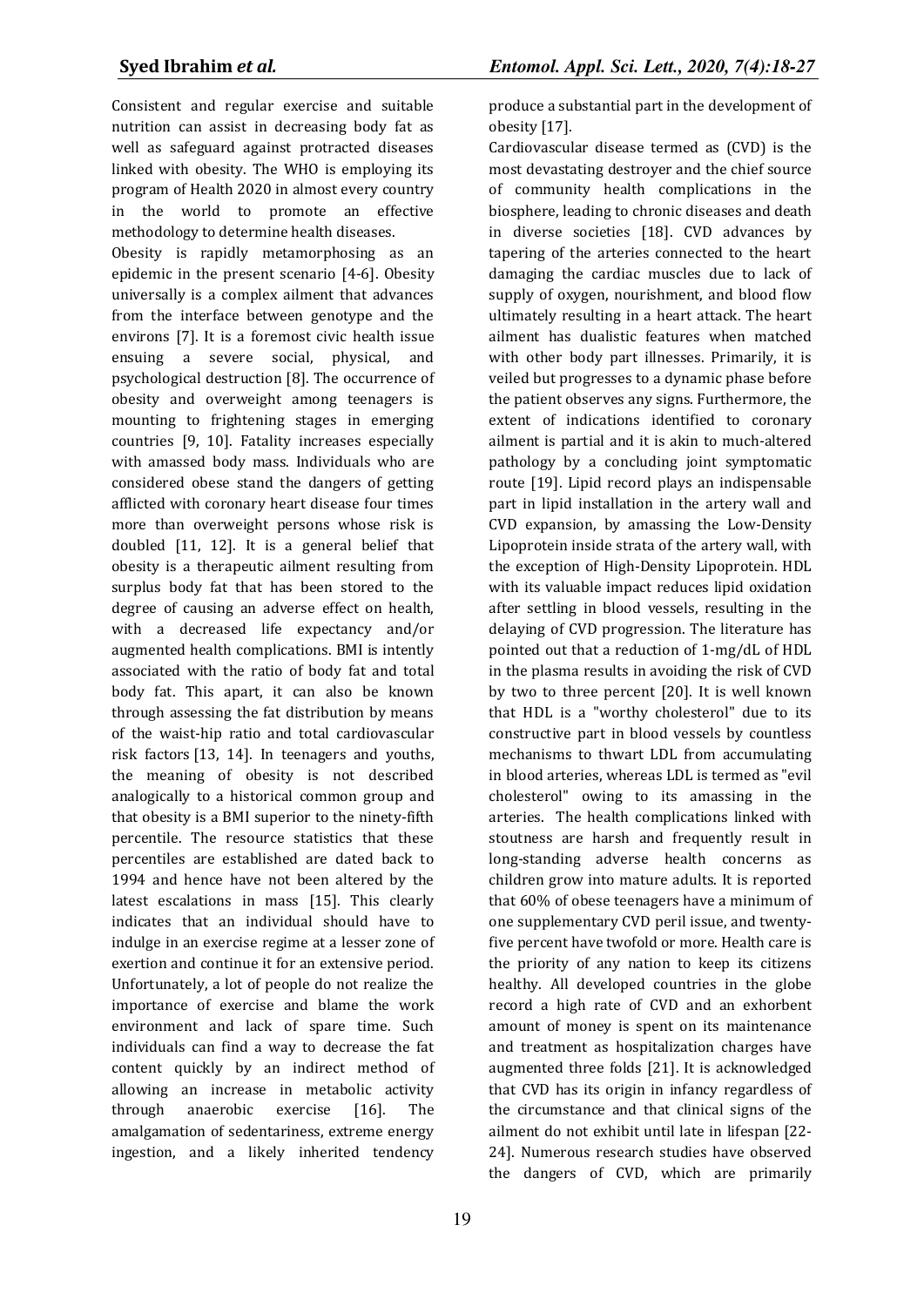Consistent and regular exercise and suitable nutrition can assist in decreasing body fat as well as safeguard against protracted diseases linked with obesity. The WHO is employing its program of Health 2020 in almost every country in the world to promote an effective methodology to determine health diseases.

Obesity is rapidly metamorphosing as an epidemic in the present scenario [4-6]. Obesity universally is a complex ailment that advances from the interface between genotype and the environs [7]. It is a foremost civic health issue ensuing a severe social, physical, and psychological destruction [8]. The occurrence of obesity and overweight among teenagers is mounting to frightening stages in emerging countries [9, 10]. Fatality increases especially with amassed body mass. Individuals who are considered obese stand the dangers of getting afflicted with coronary heart disease four times more than overweight persons whose risk is doubled [11, 12]. It is a general belief that obesity is a therapeutic ailment resulting from surplus body fat that has been stored to the degree of causing an adverse effect on health, with a decreased life expectancy and/or augmented health complications. BMI is intently associated with the ratio of body fat and total body fat. This apart, it can also be known through assessing the fat distribution by means of the waist-hip ratio and total cardiovascular risk factors [13, 14]. In teenagers and youths, the meaning of obesity is not described analogically to a historical common group and that obesity is a BMI superior to the ninety-fifth percentile. The resource statistics that these percentiles are established are dated back to 1994 and hence have not been altered by the latest escalations in mass [15]. This clearly indicates that an individual should have to indulge in an exercise regime at a lesser zone of exertion and continue it for an extensive period. Unfortunately, a lot of people do not realize the importance of exercise and blame the work environment and lack of spare time. Such individuals can find a way to decrease the fat content quickly by an indirect method of allowing an increase in metabolic activity through anaerobic exercise [16]. The amalgamation of sedentariness, extreme energy ingestion, and a likely inherited tendency produce a substantial part in the development of obesity [17].

Cardiovascular disease termed as (CVD) is the most devastating destroyer and the chief source of community health complications in the biosphere, leading to chronic diseases and death in diverse societies [18]. CVD advances by tapering of the arteries connected to the heart damaging the cardiac muscles due to lack of supply of oxygen, nourishment, and blood flow ultimately resulting in a heart attack. The heart ailment has dualistic features when matched with other body part illnesses. Primarily, it is veiled but progresses to a dynamic phase before the patient observes any signs. Furthermore, the extent of indications identified to coronary ailment is partial and it is akin to much-altered pathology by a concluding joint symptomatic route [19]. Lipid record plays an indispensable part in lipid installation in the artery wall and CVD expansion, by amassing the Low-Density Lipoprotein inside strata of the artery wall, with the exception of High-Density Lipoprotein. HDL with its valuable impact reduces lipid oxidation after settling in blood vessels, resulting in the delaying of CVD progression. The literature has pointed out that a reduction of 1-mg/dL of HDL in the plasma results in avoiding the risk of CVD by two to three percent [20]. It is well known that HDL is a "worthy cholesterol" due to its constructive part in blood vessels by countless mechanisms to thwart LDL from accumulating in blood arteries, whereas LDL is termed as "evil cholesterol" owing to its amassing in the arteries. The health complications linked with stoutness are harsh and frequently result in long-standing adverse health concerns as children grow into mature adults. It is reported that 60% of obese teenagers have a minimum of one supplementary CVD peril issue, and twenty-five percent have twofold or more. Health care is the priority of any nation to keep its citizens healthy. All developed countries in the globe record a high rate of CVD and an exhorbent amount of money is spent on its maintenance and treatment as hospitalization charges have augmented three folds [21]. It is acknowledged that CVD has its origin in infancy regardless of the circumstance and that clinical signs of the ailment do not exhibit until late in lifespan [22-24]. Numerous research studies have observed the dangers of CVD, which are primarily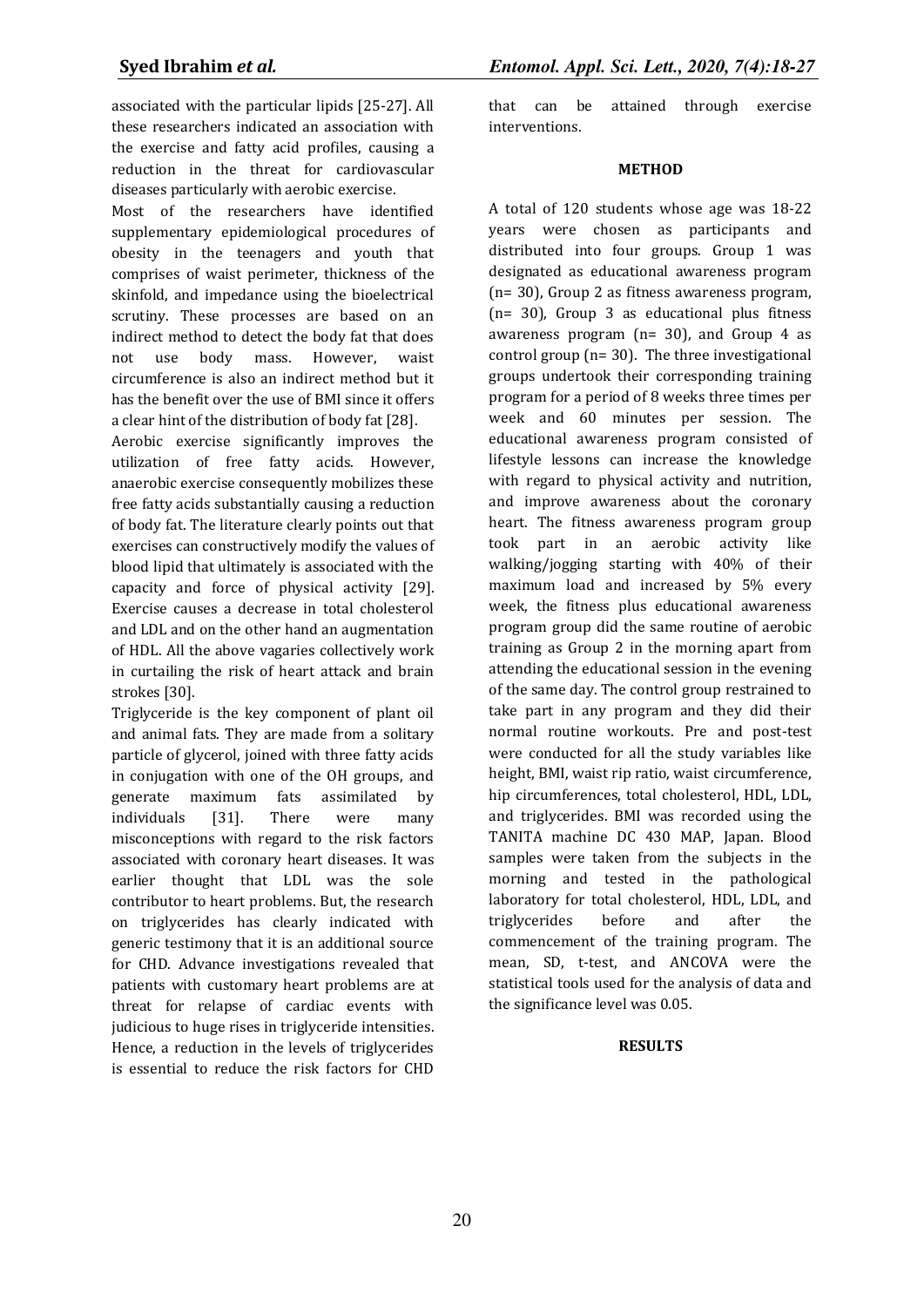associated with the particular lipids [25-27]. All these researchers indicated an association with the exercise and fatty acid profiles, causing a reduction in the threat for cardiovascular diseases particularly with aerobic exercise.

Most of the researchers have identified supplementary epidemiological procedures of obesity in the teenagers and youth that comprises of waist perimeter, thickness of the skinfold, and impedance using the bioelectrical scrutiny. These processes are based on an indirect method to detect the body fat that does not use body mass. However, waist circumference is also an indirect method but it has the benefit over the use of BMI since it offers a clear hint of the distribution of body fat [28].

Aerobic exercise significantly improves the utilization of free fatty acids. However, anaerobic exercise consequently mobilizes these free fatty acids substantially causing a reduction of body fat. The literature clearly points out that exercises can constructively modify the values of blood lipid that ultimately is associated with the capacity and force of physical activity [29]. Exercise causes a decrease in total cholesterol and LDL and on the other hand an augmentation of HDL. All the above vagaries collectively work in curtailing the risk of heart attack and brain strokes [30].

Triglyceride is the key component of plant oil and animal fats. They are made from a solitary particle of glycerol, joined with three fatty acids in conjugation with one of the OH groups, and generate maximum fats assimilated by individuals [31]. There were many misconceptions with regard to the risk factors associated with coronary heart diseases. It was earlier thought that LDL was the sole contributor to heart problems. But, the research on triglycerides has clearly indicated with generic testimony that it is an additional source for CHD. Advance investigations revealed that patients with customary heart problems are at threat for relapse of cardiac events with judicious to huge rises in triglyceride intensities. Hence, a reduction in the levels of triglycerides is essential to reduce the risk factors for CHD that can be attained through exercise interventions.

## METHOD

A total of 120 students whose age was 18-22 years were chosen as participants and distributed into four groups. Group 1 was designated as educational awareness program (n= 30), Group 2 as fitness awareness program, (n= 30), Group 3 as educational plus fitness awareness program (n= 30), and Group 4 as control group (n= 30). The three investigational groups undertook their corresponding training program for a period of 8 weeks three times per week and 60 minutes per session. The educational awareness program consisted of lifestyle lessons can increase the knowledge with regard to physical activity and nutrition, and improve awareness about the coronary heart. The fitness awareness program group took part in an aerobic activity like walking/jogging starting with 40% of their maximum load and increased by 5% every week, the fitness plus educational awareness program group did the same routine of aerobic training as Group 2 in the morning apart from attending the educational session in the evening of the same day. The control group restrained to take part in any program and they did their normal routine workouts. Pre and post-test were conducted for all the study variables like height, BMI, waist rip ratio, waist circumference, hip circumferences, total cholesterol, HDL, LDL, and triglycerides. BMI was recorded using the TANITA machine DC 430 MAP, Japan. Blood samples were taken from the subjects in the morning and tested in the pathological laboratory for total cholesterol, HDL, LDL, and triglycerides before and after the commencement of the training program. The mean, SD, t-test, and ANCOVA were the statistical tools used for the analysis of data and the significance level was 0.05.

## RESULTS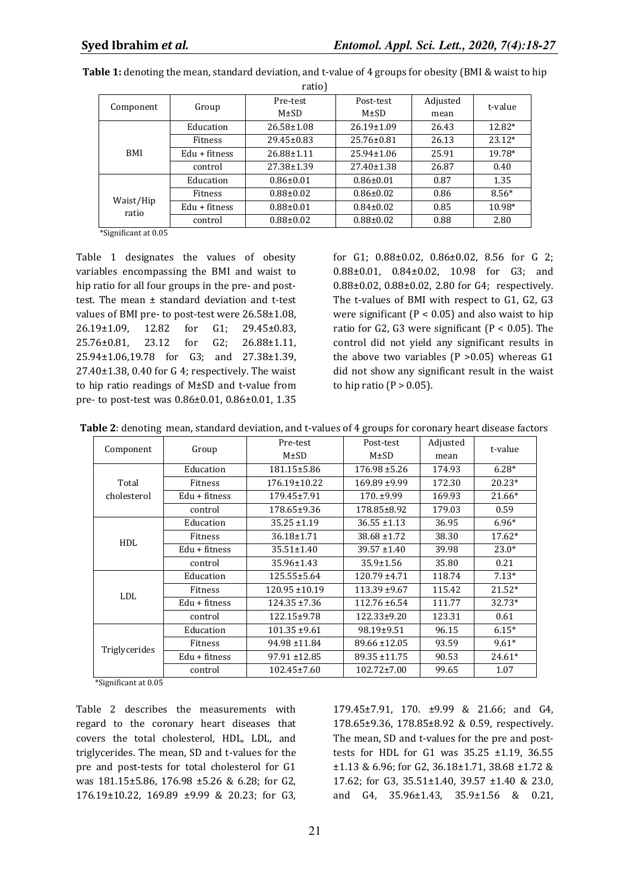**Table 1:** denoting the mean, standard deviation, and t-value of 4 groups for obesity (BMI & waist to hip ratio)

| Component | Group | Pre-test M±SD | Post-test M±SD | Adjusted mean | t-value |
|---|---|---|---|---|---|
| BMI | Education | 26.58±1.08 | 26.19±1.09 | 26.43 | 12.82* |
| | Fitness | 29.45±0.83 | 25.76±0.81 | 26.13 | 23.12* |
| | Edu + fitness | 26.88±1.11 | 25.94±1.06 | 25.91 | 19.78* |
| | control | 27.38±1.39 | 27.40±1.38 | 26.87 | 0.40 |
| Waist/Hip ratio | Education | 0.86±0.01 | 0.86±0.01 | 0.87 | 1.35 |
| | Fitness | 0.88±0.02 | 0.86±0.02 | 0.86 | 8.56* |
| | Edu + fitness | 0.88±0.01 | 0.84±0.02 | 0.85 | 10.98* |
| | control | 0.88±0.02 | 0.88±0.02 | 0.88 | 2.80 |

*Significant at 0.05

Table 1 designates the values of obesity variables encompassing the BMI and waist to hip ratio for all four groups in the pre- and post-test. The mean ± standard deviation and t-test values of BMI pre- to post-test were 26.58±1.08, 26.19±1.09, 12.82 for G1; 29.45±0.83, 25.76±0.81, 23.12 for G2; 26.88±1.11, 25.94±1.06,19.78 for G3; and 27.38±1.39, 27.40±1.38, 0.40 for G 4; respectively. The waist to hip ratio readings of M±SD and t-value from pre- to post-test was 0.86±0.01, 0.86±0.01, 1.35 for G1; 0.88±0.02, 0.86±0.02, 8.56 for G 2; 0.88±0.01, 0.84±0.02, 10.98 for G3; and 0.88±0.02, 0.88±0.02, 2.80 for G4; respectively. The t-values of BMI with respect to G1, G2, G3 were significant ($P < 0.05$) and also waist to hip ratio for G2, G3 were significant ($P < 0.05$). The control did not yield any significant results in the above two variables ($P > 0.05$) whereas G1 did not show any significant result in the waist to hip ratio ($P > 0.05$).

**Table 2**: denoting mean, standard deviation, and t-values of 4 groups for coronary heart disease factors

| Component | Group | Pre-test M±SD | Post-test M±SD | Adjusted mean | t-value |
|---|---|---|---|---|---|
| Total cholesterol | Education | 181.15±5.86 | 176.98 ±5.26 | 174.93 | 6.28* |
| | Fitness | 176.19±10.22 | 169.89 ±9.99 | 172.30 | 20.23* |
| | Edu + fitness | 179.45±7.91 | 170. ±9.99 | 169.93 | 21.66* |
| | control | 178.65±9.36 | 178.85±8.92 | 179.03 | 0.59 |
| HDL | Education | 35.25 ±1.19 | 36.55 ±1.13 | 36.95 | 6.96* |
| | Fitness | 36.18±1.71 | 38.68 ±1.72 | 38.30 | 17.62* |
| | Edu + fitness | 35.51±1.40 | 39.57 ±1.40 | 39.98 | 23.0* |
| | control | 35.96±1.43 | 35.9±1.56 | 35.80 | 0.21 |
| LDL | Education | 125.55±5.64 | 120.79 ±4.71 | 118.74 | 7.13* |
| | Fitness | 120.95 ±10.19 | 113.39 ±9.67 | 115.42 | 21.52* |
| | Edu + fitness | 124.35 ±7.36 | 112.76 ±6.54 | 111.77 | 32.73* |
| | control | 122.15±9.78 | 122.33±9.20 | 123.31 | 0.61 |
| Triglycerides | Education | 101.35 ±9.61 | 98.19±9.51 | 96.15 | 6.15* |
| | Fitness | 94.98 ±11.84 | 89.66 ±12.05 | 93.59 | 9.61* |
| | Edu + fitness | 97.91 ±12.85 | 89.35 ±11.75 | 90.53 | 24.61* |
| | control | 102.45±7.60 | 102.72±7.00 | 99.65 | 1.07 |

*Significant at 0.05

Table 2 describes the measurements with regard to the coronary heart diseases that covers the total cholesterol, HDL, LDL, and triglycerides. The mean, SD and t-values for the pre and post-tests for total cholesterol for G1 was 181.15±5.86, 176.98 ±5.26 & 6.28; for G2, 176.19±10.22, 169.89 ±9.99 & 20.23; for G3, 179.45±7.91, 170. ±9.99 & 21.66; and G4, 178.65±9.36, 178.85±8.92 & 0.59, respectively. The mean, SD and t-values for the pre and post-tests for HDL for G1 was 35.25 ±1.19, 36.55 ±1.13 & 6.96; for G2, 36.18±1.71, 38.68 ±1.72 & 17.62; for G3, 35.51±1.40, 39.57 ±1.40 & 23.0, and G4, 35.96±1.43, 35.9±1.56 & 0.21,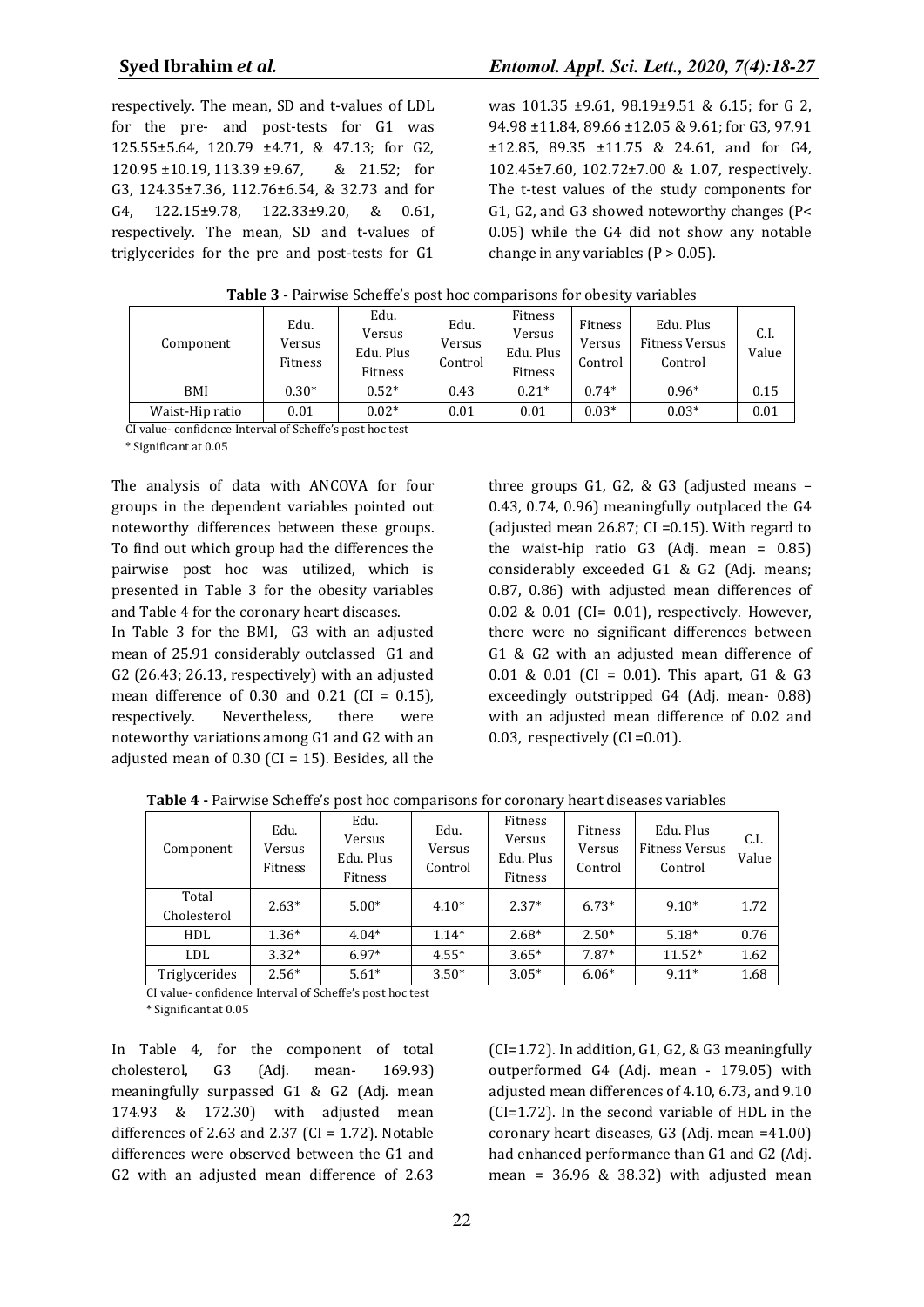respectively. The mean, SD and t-values of LDL for the pre- and post-tests for G1 was 125.55±5.64, 120.79 ±4.71, & 47.13; for G2, 120.95 ±10.19, 113.39 ±9.67, & 21.52; for G3, 124.35±7.36, 112.76±6.54, & 32.73 and for G4, 122.15±9.78, 122.33±9.20, & 0.61, respectively. The mean, SD and t-values of triglycerides for the pre and post-tests for G1 was 101.35 ±9.61, 98.19±9.51 & 6.15; for G 2, 94.98 ±11.84, 89.66 ±12.05 & 9.61; for G3, 97.91 ±12.85, 89.35 ±11.75 & 24.61, and for G4, 102.45±7.60, 102.72±7.00 & 1.07, respectively. The t-test values of the study components for G1, G2, and G3 showed noteworthy changes (P< 0.05) while the G4 did not show any notable change in any variables (P > 0.05).

**Table 3 -** Pairwise Scheffe's post hoc comparisons for obesity variables

| Component | Edu. Versus Fitness | Edu. Versus Edu. Plus Fitness | Edu. Versus Control | Fitness Versus Edu. Plus Fitness | Fitness Versus Control | Edu. Plus Fitness Versus Control | C.I. Value |
|---|---|---|---|---|---|---|---|
| BMI | 0.30* | 0.52* | 0.43 | 0.21* | 0.74* | 0.96* | 0.15 |
| Waist-Hip ratio | 0.01 | 0.02* | 0.01 | 0.01 | 0.03* | 0.03* | 0.01 |

CI value- confidence Interval of Scheffe's post hoc test

\* Significant at 0.05

The analysis of data with ANCOVA for four groups in the dependent variables pointed out noteworthy differences between these groups. To find out which group had the differences the pairwise post hoc was utilized, which is presented in Table 3 for the obesity variables and Table 4 for the coronary heart diseases.

In Table 3 for the BMI, G3 with an adjusted mean of 25.91 considerably outclassed G1 and G2 (26.43; 26.13, respectively) with an adjusted mean difference of 0.30 and 0.21 (CI = 0.15), respectively. Nevertheless, there were noteworthy variations among G1 and G2 with an adjusted mean of 0.30 (CI = 15). Besides, all the three groups G1, G2, & G3 (adjusted means – 0.43, 0.74, 0.96) meaningfully outplaced the G4 (adjusted mean 26.87; CI =0.15). With regard to the waist-hip ratio G3 (Adj. mean = 0.85) considerably exceeded G1 & G2 (Adj. means; 0.87, 0.86) with adjusted mean differences of 0.02 & 0.01 (CI= 0.01), respectively. However, there were no significant differences between G1 & G2 with an adjusted mean difference of 0.01 & 0.01 (CI = 0.01). This apart, G1 & G3 exceedingly outstripped G4 (Adj. mean- 0.88) with an adjusted mean difference of 0.02 and 0.03, respectively (CI =0.01).

**Table 4 -** Pairwise Scheffe's post hoc comparisons for coronary heart diseases variables

| Component | Edu. Versus Fitness | Edu. Versus Edu. Plus Fitness | Edu. Versus Control | Fitness Versus Edu. Plus Fitness | Fitness Versus Control | Edu. Plus Fitness Versus Control | C.I. Value |
|---|---|---|---|---|---|---|---|
| Total Cholesterol | 2.63* | 5.00* | 4.10* | 2.37* | 6.73* | 9.10* | 1.72 |
| HDL | 1.36* | 4.04* | 1.14* | 2.68* | 2.50* | 5.18* | 0.76 |
| LDL | 3.32* | 6.97* | 4.55* | 3.65* | 7.87* | 11.52* | 1.62 |
| Triglycerides | 2.56* | 5.61* | 3.50* | 3.05* | 6.06* | 9.11* | 1.68 |

CI value- confidence Interval of Scheffe's post hoc test

\* Significant at 0.05

In Table 4, for the component of total cholesterol, G3 (Adj. mean- 169.93) meaningfully surpassed G1 & G2 (Adj. mean 174.93 & 172.30) with adjusted mean differences of 2.63 and 2.37 (CI = 1.72). Notable differences were observed between the G1 and G2 with an adjusted mean difference of 2.63 (CI=1.72). In addition, G1, G2, & G3 meaningfully outperformed G4 (Adj. mean - 179.05) with adjusted mean differences of 4.10, 6.73, and 9.10 (CI=1.72). In the second variable of HDL in the coronary heart diseases, G3 (Adj. mean =41.00) had enhanced performance than G1 and G2 (Adj. mean = 36.96 & 38.32) with adjusted mean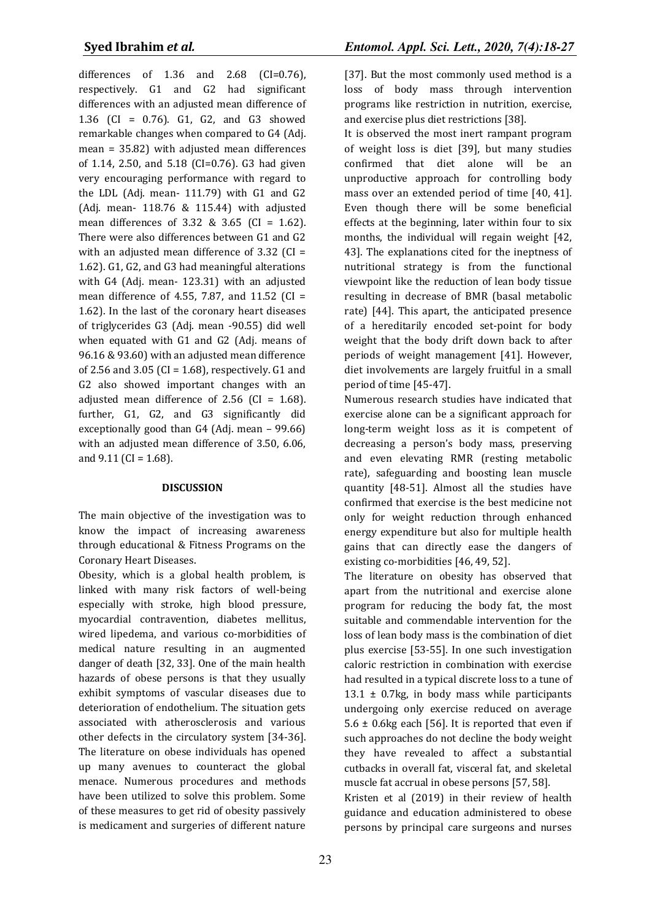differences of 1.36 and 2.68 (CI=0.76), respectively. G1 and G2 had significant differences with an adjusted mean difference of 1.36 (CI = 0.76). G1, G2, and G3 showed remarkable changes when compared to G4 (Adj. mean = 35.82) with adjusted mean differences of 1.14, 2.50, and 5.18 (CI=0.76). G3 had given very encouraging performance with regard to the LDL (Adj. mean- 111.79) with G1 and G2 (Adj. mean- 118.76 & 115.44) with adjusted mean differences of 3.32 & 3.65 (CI = 1.62). There were also differences between G1 and G2 with an adjusted mean difference of 3.32 (CI = 1.62). G1, G2, and G3 had meaningful alterations with G4 (Adj. mean- 123.31) with an adjusted mean difference of 4.55, 7.87, and 11.52 (CI = 1.62). In the last of the coronary heart diseases of triglycerides G3 (Adj. mean -90.55) did well when equated with G1 and G2 (Adj. means of 96.16 & 93.60) with an adjusted mean difference of 2.56 and 3.05 (CI = 1.68), respectively. G1 and G2 also showed important changes with an adjusted mean difference of 2.56 (CI = 1.68). further, G1, G2, and G3 significantly did exceptionally good than G4 (Adj. mean – 99.66) with an adjusted mean difference of 3.50, 6.06, and 9.11 (CI = 1.68).

## DISCUSSION

The main objective of the investigation was to know the impact of increasing awareness through educational & Fitness Programs on the Coronary Heart Diseases.

Obesity, which is a global health problem, is linked with many risk factors of well-being especially with stroke, high blood pressure, myocardial contravention, diabetes mellitus, wired lipedema, and various co-morbidities of medical nature resulting in an augmented danger of death [32, 33]. One of the main health hazards of obese persons is that they usually exhibit symptoms of vascular diseases due to deterioration of endothelium. The situation gets associated with atherosclerosis and various other defects in the circulatory system [34-36]. The literature on obese individuals has opened up many avenues to counteract the global menace. Numerous procedures and methods have been utilized to solve this problem. Some of these measures to get rid of obesity passively is medicament and surgeries of different nature [37]. But the most commonly used method is a loss of body mass through intervention programs like restriction in nutrition, exercise, and exercise plus diet restrictions [38].

It is observed the most inert rampant program of weight loss is diet [39], but many studies confirmed that diet alone will be an unproductive approach for controlling body mass over an extended period of time [40, 41]. Even though there will be some beneficial effects at the beginning, later within four to six months, the individual will regain weight [42, 43]. The explanations cited for the ineptness of nutritional strategy is from the functional viewpoint like the reduction of lean body tissue resulting in decrease of BMR (basal metabolic rate) [44]. This apart, the anticipated presence of a hereditarily encoded set-point for body weight that the body drift down back to after periods of weight management [41]. However, diet involvements are largely fruitful in a small period of time [45-47].

Numerous research studies have indicated that exercise alone can be a significant approach for long-term weight loss as it is competent of decreasing a person's body mass, preserving and even elevating RMR (resting metabolic rate), safeguarding and boosting lean muscle quantity [48-51]. Almost all the studies have confirmed that exercise is the best medicine not only for weight reduction through enhanced energy expenditure but also for multiple health gains that can directly ease the dangers of existing co-morbidities [46, 49, 52].

The literature on obesity has observed that apart from the nutritional and exercise alone program for reducing the body fat, the most suitable and commendable intervention for the loss of lean body mass is the combination of diet plus exercise [53-55]. In one such investigation caloric restriction in combination with exercise had resulted in a typical discrete loss to a tune of 13.1 ± 0.7kg, in body mass while participants undergoing only exercise reduced on average 5.6 ± 0.6kg each [56]. It is reported that even if such approaches do not decline the body weight they have revealed to affect a substantial cutbacks in overall fat, visceral fat, and skeletal muscle fat accrual in obese persons [57, 58].

Kristen et al (2019) in their review of health guidance and education administered to obese persons by principal care surgeons and nurses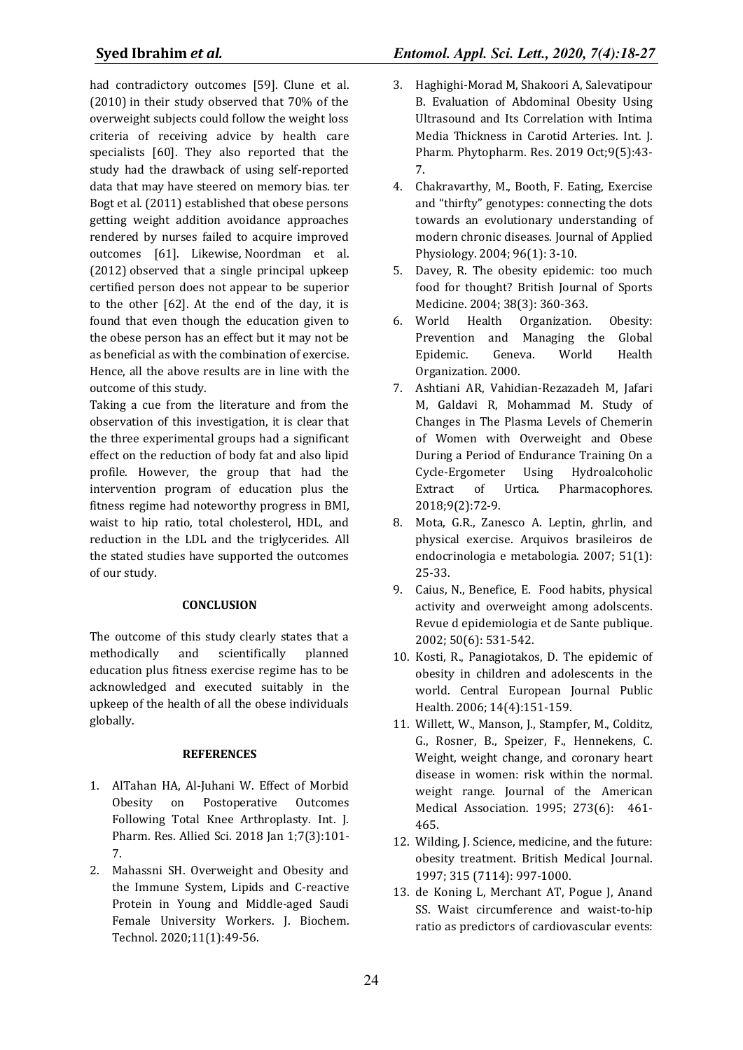had contradictory outcomes [59]. Clune et al. (2010) in their study observed that 70% of the overweight subjects could follow the weight loss criteria of receiving advice by health care specialists [60]. They also reported that the study had the drawback of using self-reported data that may have steered on memory bias. ter Bogt et al. (2011) established that obese persons getting weight addition avoidance approaches rendered by nurses failed to acquire improved outcomes [61]. Likewise, Noordman et al. (2012) observed that a single principal upkeep certified person does not appear to be superior to the other [62]. At the end of the day, it is found that even though the education given to the obese person has an effect but it may not be as beneficial as with the combination of exercise. Hence, all the above results are in line with the outcome of this study.

Taking a cue from the literature and from the observation of this investigation, it is clear that the three experimental groups had a significant effect on the reduction of body fat and also lipid profile. However, the group that had the intervention program of education plus the fitness regime had noteworthy progress in BMI, waist to hip ratio, total cholesterol, HDL, and reduction in the LDL and the triglycerides. All the stated studies have supported the outcomes of our study.

## CONCLUSION

The outcome of this study clearly states that a methodically and scientifically planned education plus fitness exercise regime has to be acknowledged and executed suitably in the upkeep of the health of all the obese individuals globally.

## REFERENCES

1. AlTahan HA, Al-Juhani W. Effect of Morbid Obesity on Postoperative Outcomes Following Total Knee Arthroplasty. Int. J. Pharm. Res. Allied Sci. 2018 Jan 1;7(3):101-7.
2. Mahassni SH. Overweight and Obesity and the Immune System, Lipids and C-reactive Protein in Young and Middle-aged Saudi Female University Workers. J. Biochem. Technol. 2020;11(1):49-56.
3. Haghighi-Morad M, Shakoori A, Salevatipour B. Evaluation of Abdominal Obesity Using Ultrasound and Its Correlation with Intima Media Thickness in Carotid Arteries. Int. J. Pharm. Phytopharm. Res. 2019 Oct;9(5):43-7.
4. Chakravarthy, M., Booth, F. Eating, Exercise and "thirfty" genotypes: connecting the dots towards an evolutionary understanding of modern chronic diseases. Journal of Applied Physiology. 2004; 96(1): 3-10.
5. Davey, R. The obesity epidemic: too much food for thought? British Journal of Sports Medicine. 2004; 38(3): 360-363.
6. World Health Organization. Obesity: Prevention and Managing the Global Epidemic. Geneva. World Health Organization. 2000.
7. Ashtiani AR, Vahidian-Rezazadeh M, Jafari M, Galdavi R, Mohammad M. Study of Changes in The Plasma Levels of Chemerin of Women with Overweight and Obese During a Period of Endurance Training On a Cycle-Ergometer Using Hydroalcoholic Extract of Urtica. Pharmacophores. 2018;9(2):72-9.
8. Mota, G.R., Zanesco A. Leptin, ghrlin, and physical exercise. Arquivos brasileiros de endocrinologia e metabologia. 2007; 51(1): 25-33.
9. Caius, N., Benefice, E. Food habits, physical activity and overweight among adolscents. Revue d epidemiologia et de Sante publique. 2002; 50(6): 531-542.
10. Kosti, R., Panagiotakos, D. The epidemic of obesity in children and adolescents in the world. Central European Journal Public Health. 2006; 14(4):151-159.
11. Willett, W., Manson, J., Stampfer, M., Colditz, G., Rosner, B., Speizer, F., Hennekens, C. Weight, weight change, and coronary heart disease in women: risk within the normal. weight range. Journal of the American Medical Association. 1995; 273(6): 461-465.
12. Wilding, J. Science, medicine, and the future: obesity treatment. British Medical Journal. 1997; 315 (7114): 997-1000.
13. de Koning L, Merchant AT, Pogue J, Anand SS. Waist circumference and waist-to-hip ratio as predictors of cardiovascular events: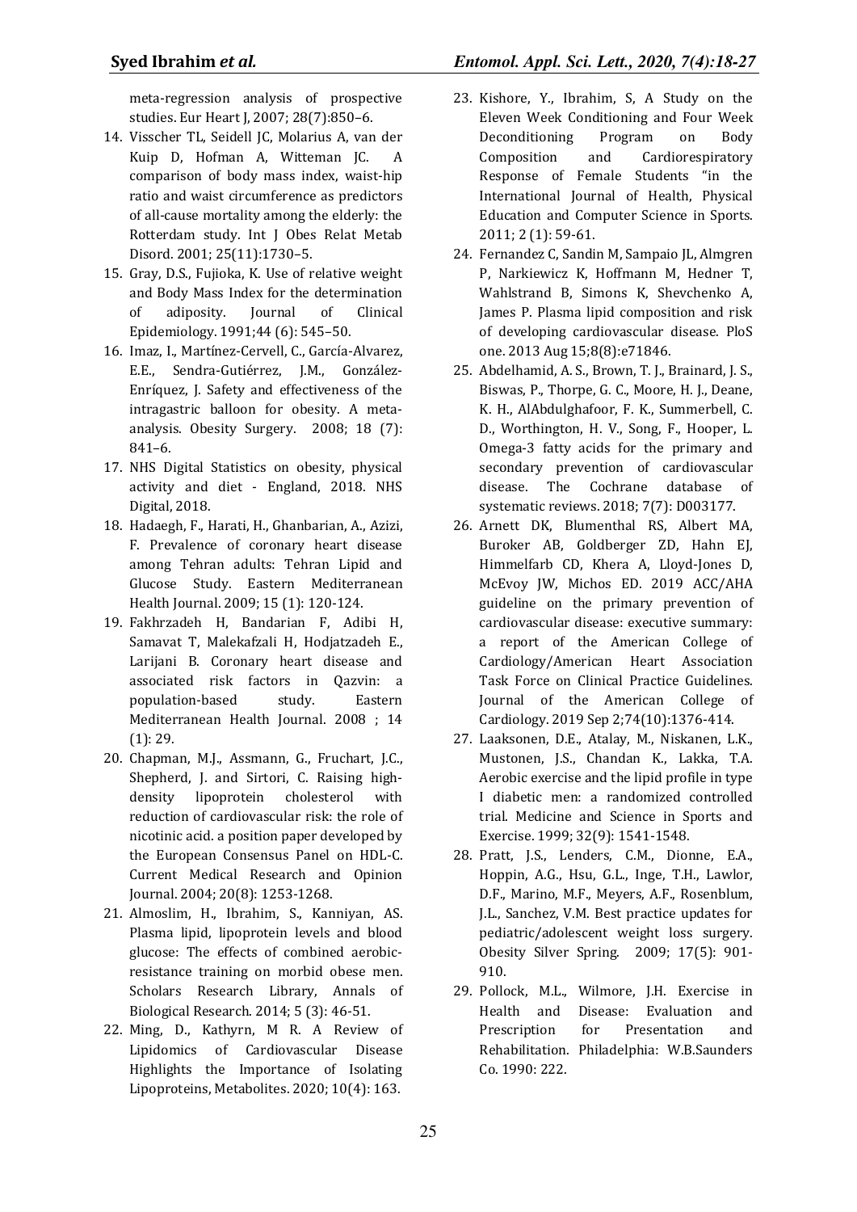meta-regression analysis of prospective studies. Eur Heart J, 2007; 28(7):850–6.

14. Visscher TL, Seidell JC, Molarius A, van der Kuip D, Hofman A, Witteman JC. A comparison of body mass index, waist-hip ratio and waist circumference as predictors of all-cause mortality among the elderly: the Rotterdam study. Int J Obes Relat Metab Disord. 2001; 25(11):1730–5.
15. Gray, D.S., Fujioka, K. Use of relative weight and Body Mass Index for the determination of adiposity. Journal of Clinical Epidemiology. 1991;44 (6): 545–50.
16. Imaz, I., Martínez-Cervell, C., García-Alvarez, E.E., Sendra-Gutiérrez, J.M., González-Enríquez, J. Safety and effectiveness of the intragastric balloon for obesity. A meta-analysis. Obesity Surgery. 2008; 18 (7): 841–6.
17. NHS Digital Statistics on obesity, physical activity and diet - England, 2018. NHS Digital, 2018.
18. Hadaegh, F., Harati, H., Ghanbarian, A., Azizi, F. Prevalence of coronary heart disease among Tehran adults: Tehran Lipid and Glucose Study. Eastern Mediterranean Health Journal. 2009; 15 (1): 120-124.
19. Fakhrzadeh H, Bandarian F, Adibi H, Samavat T, Malekafzali H, Hodjatzadeh E., Larijani B. Coronary heart disease and associated risk factors in Qazvin: a population-based study. Eastern Mediterranean Health Journal. 2008 ; 14 (1): 29.
20. Chapman, M.J., Assmann, G., Fruchart, J.C., Shepherd, J. and Sirtori, C. Raising high-density lipoprotein cholesterol with reduction of cardiovascular risk: the role of nicotinic acid. a position paper developed by the European Consensus Panel on HDL-C. Current Medical Research and Opinion Journal. 2004; 20(8): 1253-1268.
21. Almoslim, H., Ibrahim, S., Kanniyan, AS. Plasma lipid, lipoprotein levels and blood glucose: The effects of combined aerobic-resistance training on morbid obese men. Scholars Research Library, Annals of Biological Research. 2014; 5 (3): 46-51.
22. Ming, D., Kathyrn, M R. A Review of Lipidomics of Cardiovascular Disease Highlights the Importance of Isolating Lipoproteins, Metabolites. 2020; 10(4): 163.
23. Kishore, Y., Ibrahim, S, A Study on the Eleven Week Conditioning and Four Week Deconditioning Program on Body Composition and Cardiorespiratory Response of Female Students "in the International Journal of Health, Physical Education and Computer Science in Sports. 2011; 2 (1): 59-61.
24. Fernandez C, Sandin M, Sampaio JL, Almgren P, Narkiewicz K, Hoffmann M, Hedner T, Wahlstrand B, Simons K, Shevchenko A, James P. Plasma lipid composition and risk of developing cardiovascular disease. PloS one. 2013 Aug 15;8(8):e71846.
25. Abdelhamid, A. S., Brown, T. J., Brainard, J. S., Biswas, P., Thorpe, G. C., Moore, H. J., Deane, K. H., AlAbdulghafoor, F. K., Summerbell, C. D., Worthington, H. V., Song, F., Hooper, L. Omega-3 fatty acids for the primary and secondary prevention of cardiovascular disease. The Cochrane database of systematic reviews. 2018; 7(7): D003177.
26. Arnett DK, Blumenthal RS, Albert MA, Buroker AB, Goldberger ZD, Hahn EJ, Himmelfarb CD, Khera A, Lloyd-Jones D, McEvoy JW, Michos ED. 2019 ACC/AHA guideline on the primary prevention of cardiovascular disease: executive summary: a report of the American College of Cardiology/American Heart Association Task Force on Clinical Practice Guidelines. Journal of the American College of Cardiology. 2019 Sep 2;74(10):1376-414.
27. Laaksonen, D.E., Atalay, M., Niskanen, L.K., Mustonen, J.S., Chandan K., Lakka, T.A. Aerobic exercise and the lipid profile in type I diabetic men: a randomized controlled trial. Medicine and Science in Sports and Exercise. 1999; 32(9): 1541-1548.
28. Pratt, J.S., Lenders, C.M., Dionne, E.A., Hoppin, A.G., Hsu, G.L., Inge, T.H., Lawlor, D.F., Marino, M.F., Meyers, A.F., Rosenblum, J.L., Sanchez, V.M. Best practice updates for pediatric/adolescent weight loss surgery. Obesity Silver Spring. 2009; 17(5): 901-910.
29. Pollock, M.L., Wilmore, J.H. Exercise in Health and Disease: Evaluation and Prescription for Presentation and Rehabilitation. Philadelphia: W.B.Saunders Co. 1990: 222.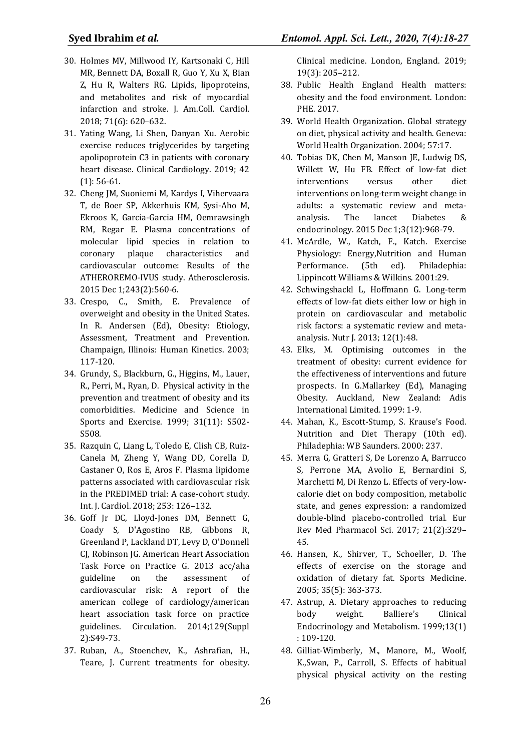30. Holmes MV, Millwood IY, Kartsonaki C, Hill MR, Bennett DA, Boxall R, Guo Y, Xu X, Bian Z, Hu R, Walters RG. Lipids, lipoproteins, and metabolites and risk of myocardial infarction and stroke. J. Am.Coll. Cardiol. 2018; 71(6): 620–632.
31. Yating Wang, Li Shen, Danyan Xu. Aerobic exercise reduces triglycerides by targeting apolipoprotein C3 in patients with coronary heart disease. Clinical Cardiology. 2019; 42 (1): 56-61.
32. Cheng JM, Suoniemi M, Kardys I, Vihervaara T, de Boer SP, Akkerhuis KM, Sysi-Aho M, Ekroos K, Garcia-Garcia HM, Oemrawsingh RM, Regar E. Plasma concentrations of molecular lipid species in relation to coronary plaque characteristics and cardiovascular outcome: Results of the ATHEROREMO-IVUS study. Atherosclerosis. 2015 Dec 1;243(2):560-6.
33. Crespo, C., Smith, E. Prevalence of overweight and obesity in the United States. In R. Andersen (Ed), Obesity: Etiology, Assessment, Treatment and Prevention. Champaign, Illinois: Human Kinetics. 2003; 117-120.
34. Grundy, S., Blackburn, G., Higgins, M., Lauer, R., Perri, M., Ryan, D. Physical activity in the prevention and treatment of obesity and its comorbidities. Medicine and Science in Sports and Exercise. 1999; 31(11): S502-S508.
35. Razquin C, Liang L, Toledo E, Clish CB, Ruiz-Canela M, Zheng Y, Wang DD, Corella D, Castaner O, Ros E, Aros F. Plasma lipidome patterns associated with cardiovascular risk in the PREDIMED trial: A case-cohort study. Int. J. Cardiol. 2018; 253: 126–132.
36. Goff Jr DC, Lloyd-Jones DM, Bennett G, Coady S, D'Agostino RB, Gibbons R, Greenland P, Lackland DT, Levy D, O'Donnell CJ, Robinson JG. American Heart Association Task Force on Practice G. 2013 acc/aha guideline on the assessment of cardiovascular risk: A report of the american college of cardiology/american heart association task force on practice guidelines. Circulation. 2014;129(Suppl 2):S49-73.
37. Ruban, A., Stoenchev, K., Ashrafian, H., Teare, J. Current treatments for obesity. Clinical medicine. London, England. 2019; 19(3): 205–212.
38. Public Health England Health matters: obesity and the food environment. London: PHE. 2017.
39. World Health Organization. Global strategy on diet, physical activity and health. Geneva: World Health Organization. 2004; 57:17.
40. Tobias DK, Chen M, Manson JE, Ludwig DS, Willett W, Hu FB. Effect of low-fat diet interventions versus other diet interventions on long-term weight change in adults: a systematic review and meta-analysis. The lancet Diabetes & endocrinology. 2015 Dec 1;3(12):968-79.
41. McArdle, W., Katch, F., Katch. Exercise Physiology: Energy,Nutrition and Human Performance. (5th ed). Philadephia: Lippincott Williams & Wilkins. 2001:29.
42. Schwingshackl L, Hoffmann G. Long-term effects of low-fat diets either low or high in protein on cardiovascular and metabolic risk factors: a systematic review and meta-analysis. Nutr J. 2013; 12(1):48.
43. Elks, M. Optimising outcomes in the treatment of obesity: current evidence for the effectiveness of interventions and future prospects. In G.Mallarkey (Ed), Managing Obesity. Auckland, New Zealand: Adis International Limited. 1999: 1-9.
44. Mahan, K., Escott-Stump, S. Krause's Food. Nutrition and Diet Therapy (10th ed). Philadephia: WB Saunders. 2000: 237.
45. Merra G, Gratteri S, De Lorenzo A, Barrucco S, Perrone MA, Avolio E, Bernardini S, Marchetti M, Di Renzo L. Effects of very-low-calorie diet on body composition, metabolic state, and genes expression: a randomized double-blind placebo-controlled trial. Eur Rev Med Pharmacol Sci. 2017; 21(2):329–45.
46. Hansen, K., Shirver, T., Schoeller, D. The effects of exercise on the storage and oxidation of dietary fat. Sports Medicine. 2005; 35(5): 363-373.
47. Astrup, A. Dietary approaches to reducing body weight. Balliere's Clinical Endocrinology and Metabolism. 1999;13(1) : 109-120.
48. Gilliat-Wimberly, M., Manore, M., Woolf, K.,Swan, P., Carroll, S. Effects of habitual physical physical activity on the resting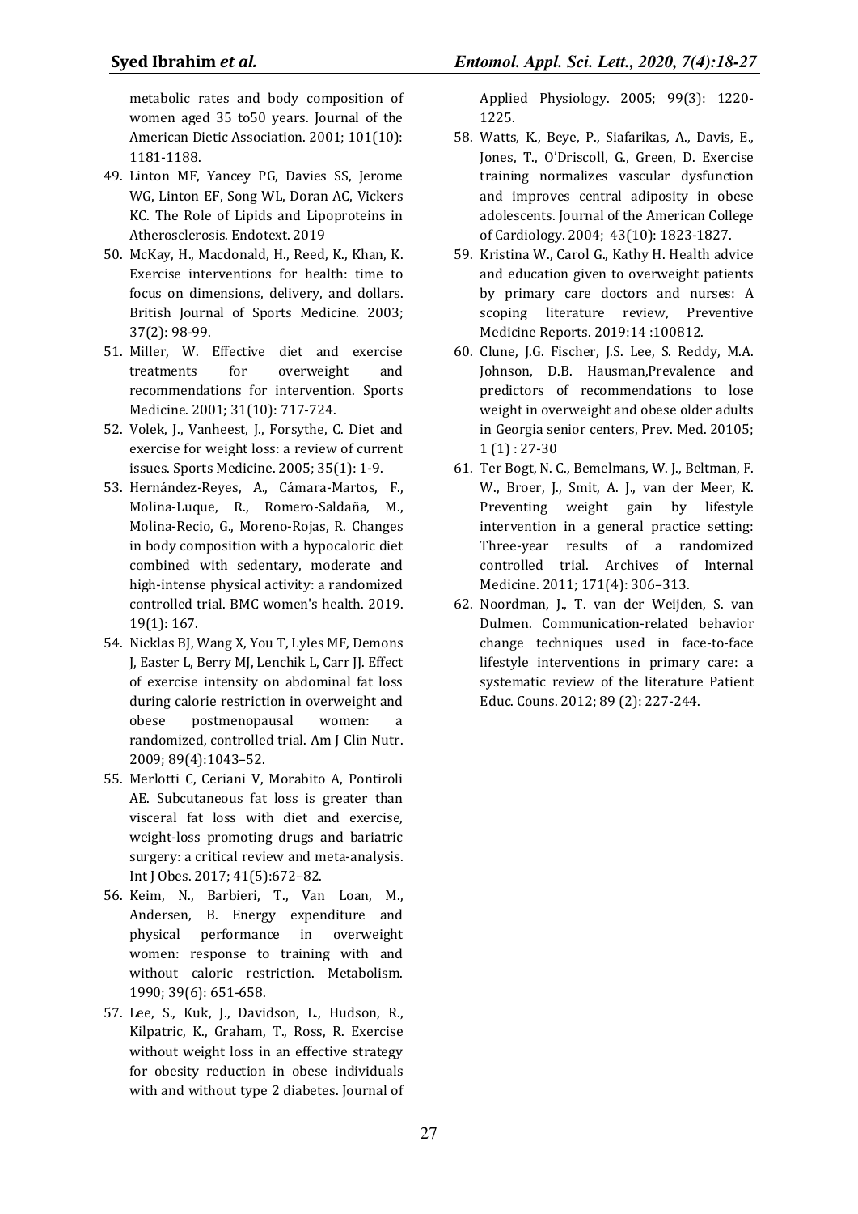metabolic rates and body composition of women aged 35 to50 years. Journal of the American Dietic Association. 2001; 101(10): 1181-1188.

49. Linton MF, Yancey PG, Davies SS, Jerome WG, Linton EF, Song WL, Doran AC, Vickers KC. The Role of Lipids and Lipoproteins in Atherosclerosis. Endotext. 2019
50. McKay, H., Macdonald, H., Reed, K., Khan, K. Exercise interventions for health: time to focus on dimensions, delivery, and dollars. British Journal of Sports Medicine. 2003; 37(2): 98-99.
51. Miller, W. Effective diet and exercise treatments for overweight and recommendations for intervention. Sports Medicine. 2001; 31(10): 717-724.
52. Volek, J., Vanheest, J., Forsythe, C. Diet and exercise for weight loss: a review of current issues. Sports Medicine. 2005; 35(1): 1-9.
53. Hernández-Reyes, A., Cámara-Martos, F., Molina-Luque, R., Romero-Saldaña, M., Molina-Recio, G., Moreno-Rojas, R. Changes in body composition with a hypocaloric diet combined with sedentary, moderate and high-intense physical activity: a randomized controlled trial. BMC women's health. 2019. 19(1): 167.
54. Nicklas BJ, Wang X, You T, Lyles MF, Demons J, Easter L, Berry MJ, Lenchik L, Carr JJ. Effect of exercise intensity on abdominal fat loss during calorie restriction in overweight and obese postmenopausal women: a randomized, controlled trial. Am J Clin Nutr. 2009; 89(4):1043–52.
55. Merlotti C, Ceriani V, Morabito A, Pontiroli AE. Subcutaneous fat loss is greater than visceral fat loss with diet and exercise, weight-loss promoting drugs and bariatric surgery: a critical review and meta-analysis. Int J Obes. 2017; 41(5):672–82.
56. Keim, N., Barbieri, T., Van Loan, M., Andersen, B. Energy expenditure and physical performance in overweight women: response to training with and without caloric restriction. Metabolism. 1990; 39(6): 651-658.
57. Lee, S., Kuk, J., Davidson, L., Hudson, R., Kilpatric, K., Graham, T., Ross, R. Exercise without weight loss in an effective strategy for obesity reduction in obese individuals with and without type 2 diabetes. Journal of Applied Physiology. 2005; 99(3): 1220-1225.
58. Watts, K., Beye, P., Siafarikas, A., Davis, E., Jones, T., O'Driscoll, G., Green, D. Exercise training normalizes vascular dysfunction and improves central adiposity in obese adolescents. Journal of the American College of Cardiology. 2004; 43(10): 1823-1827.
59. Kristina W., Carol G., Kathy H. Health advice and education given to overweight patients by primary care doctors and nurses: A scoping literature review, Preventive Medicine Reports. 2019:14 :100812.
60. Clune, J.G. Fischer, J.S. Lee, S. Reddy, M.A. Johnson, D.B. Hausman,Prevalence and predictors of recommendations to lose weight in overweight and obese older adults in Georgia senior centers, Prev. Med. 20105; 1 (1) : 27-30
61. Ter Bogt, N. C., Bemelmans, W. J., Beltman, F. W., Broer, J., Smit, A. J., van der Meer, K. Preventing weight gain by lifestyle intervention in a general practice setting: Three-year results of a randomized controlled trial. Archives of Internal Medicine. 2011; 171(4): 306–313.
62. Noordman, J., T. van der Weijden, S. van Dulmen. Communication-related behavior change techniques used in face-to-face lifestyle interventions in primary care: a systematic review of the literature Patient Educ. Couns. 2012; 89 (2): 227-244.